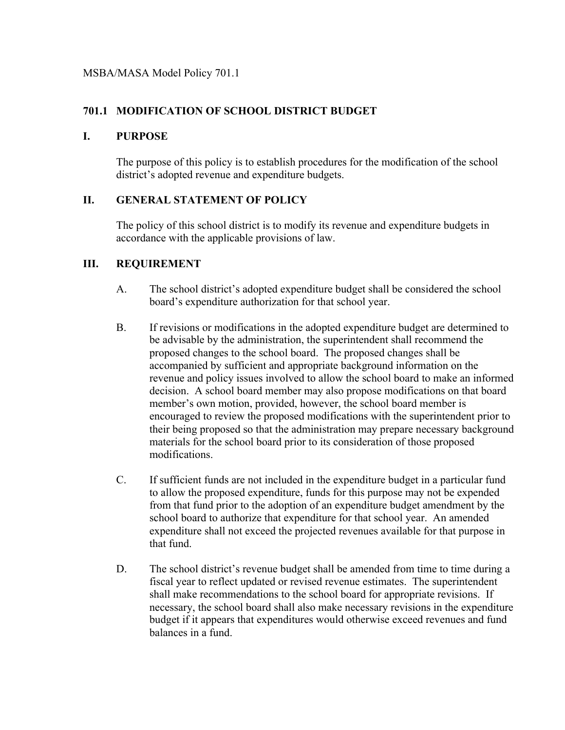MSBA/MASA Model Policy 701.1

# 701.1 MODIFICATION OF SCHOOL DISTRICT BUDGET

## I. PURPOSE

The purpose of this policy is to establish procedures for the modification of the school district's adopted revenue and expenditure budgets.

## II. GENERAL STATEMENT OF POLICY

The policy of this school district is to modify its revenue and expenditure budgets in accordance with the applicable provisions of law.

## III. REQUIREMENT

A. The school district's adopted expenditure budget shall be considered the school board's expenditure authorization for that school year.

B. If revisions or modifications in the adopted expenditure budget are determined to be advisable by the administration, the superintendent shall recommend the proposed changes to the school board. The proposed changes shall be accompanied by sufficient and appropriate background information on the revenue and policy issues involved to allow the school board to make an informed decision. A school board member may also propose modifications on that board member's own motion, provided, however, the school board member is encouraged to review the proposed modifications with the superintendent prior to their being proposed so that the administration may prepare necessary background materials for the school board prior to its consideration of those proposed modifications.

C. If sufficient funds are not included in the expenditure budget in a particular fund to allow the proposed expenditure, funds for this purpose may not be expended from that fund prior to the adoption of an expenditure budget amendment by the school board to authorize that expenditure for that school year. An amended expenditure shall not exceed the projected revenues available for that purpose in that fund.

D. The school district's revenue budget shall be amended from time to time during a fiscal year to reflect updated or revised revenue estimates. The superintendent shall make recommendations to the school board for appropriate revisions. If necessary, the school board shall also make necessary revisions in the expenditure budget if it appears that expenditures would otherwise exceed revenues and fund balances in a fund.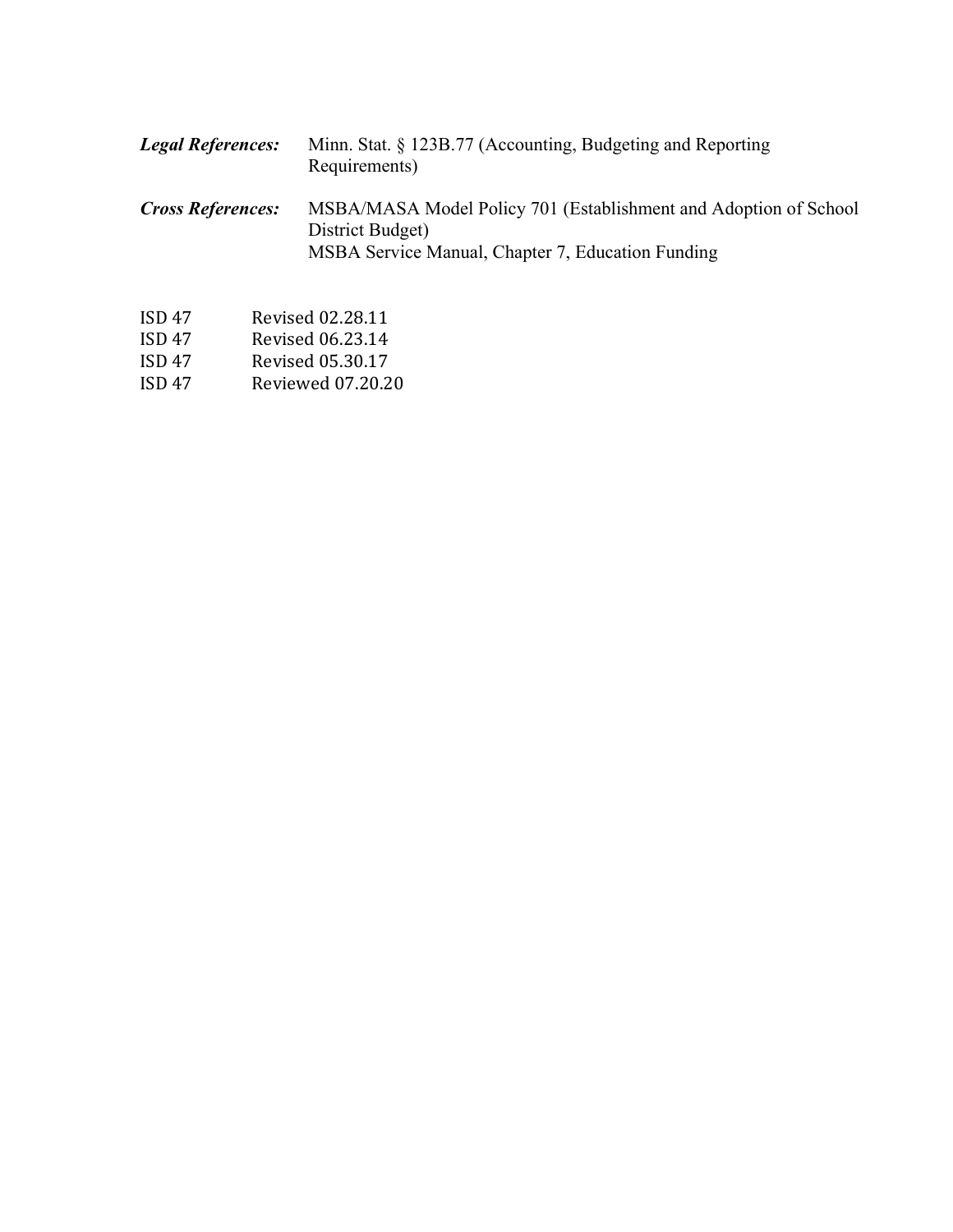***Legal References:*** Minn. Stat. § 123B.77 (Accounting, Budgeting and Reporting Requirements)

***Cross References:*** MSBA/MASA Model Policy 701 (Establishment and Adoption of School District Budget)
MSBA Service Manual, Chapter 7, Education Funding

ISD 47 Revised 02.28.11
ISD 47 Revised 06.23.14
ISD 47 Revised 05.30.17
ISD 47 Reviewed 07.20.20